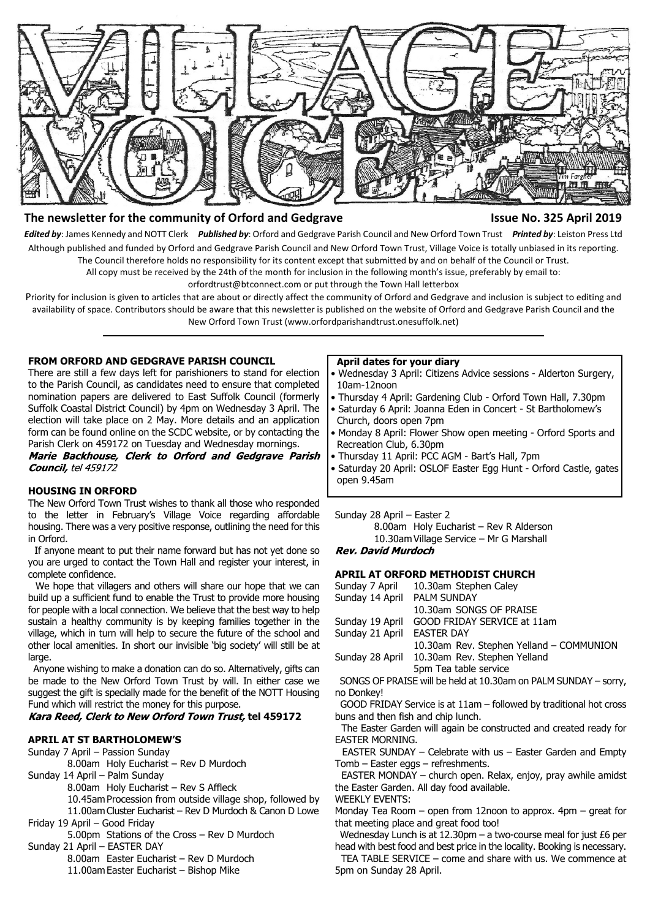# VILLAGE VOICE

**The newsletter for the community of Orford and Gedgrave** — **Issue No. 325 April 2019**

***Edited by***: James Kennedy and NOTT Clerk ***Published by***: Orford and Gedgrave Parish Council and New Orford Town Trust ***Printed by***: Leiston Press Ltd

Although published and funded by Orford and Gedgrave Parish Council and New Orford Town Trust, Village Voice is totally unbiased in its reporting. The Council therefore holds no responsibility for its content except that submitted by and on behalf of the Council or Trust.

All copy must be received by the 24th of the month for inclusion in the following month's issue, preferably by email to: orfordtrust@btconnect.com or put through the Town Hall letterbox

Priority for inclusion is given to articles that are about or directly affect the community of Orford and Gedgrave and inclusion is subject to editing and availability of space. Contributors should be aware that this newsletter is published on the website of Orford and Gedgrave Parish Council and the New Orford Town Trust (www.orfordparishandtrust.onesuffolk.net)

## FROM ORFORD AND GEDGRAVE PARISH COUNCIL

There are still a few days left for parishioners to stand for election to the Parish Council, as candidates need to ensure that completed nomination papers are delivered to East Suffolk Council (formerly Suffolk Coastal District Council) by 4pm on Wednesday 3 April. The election will take place on 2 May. More details and an application form can be found online on the SCDC website, or by contacting the Parish Clerk on 459172 on Tuesday and Wednesday mornings.

***Marie Backhouse, Clerk to Orford and Gedgrave Parish Council,*** *tel 459172*

## HOUSING IN ORFORD

The New Orford Town Trust wishes to thank all those who responded to the letter in February's Village Voice regarding affordable housing. There was a very positive response, outlining the need for this in Orford.

If anyone meant to put their name forward but has not yet done so you are urged to contact the Town Hall and register your interest, in complete confidence.

We hope that villagers and others will share our hope that we can build up a sufficient fund to enable the Trust to provide more housing for people with a local connection. We believe that the best way to help sustain a healthy community is by keeping families together in the village, which in turn will help to secure the future of the school and other local amenities. In short our invisible 'big society' will still be at large.

Anyone wishing to make a donation can do so. Alternatively, gifts can be made to the New Orford Town Trust by will. In either case we suggest the gift is specially made for the benefit of the NOTT Housing Fund which will restrict the money for this purpose.

***Kara Reed, Clerk to New Orford Town Trust,* tel 459172**

## APRIL AT ST BARTHOLOMEW'S

Sunday 7 April – Passion Sunday
- 8.00am Holy Eucharist – Rev D Murdoch

Sunday 14 April – Palm Sunday
- 8.00am Holy Eucharist – Rev S Affleck
- 10.45am Procession from outside village shop, followed by
- 11.00am Cluster Eucharist – Rev D Murdoch & Canon D Lowe

Friday 19 April – Good Friday
- 5.00pm Stations of the Cross – Rev D Murdoch

Sunday 21 April – EASTER DAY
- 8.00am Easter Eucharist – Rev D Murdoch
- 11.00am Easter Eucharist – Bishop Mike

Sunday 28 April – Easter 2
- 8.00am Holy Eucharist – Rev R Alderson
- 10.30am Village Service – Mr G Marshall

***Rev. David Murdoch***

## April dates for your diary

- Wednesday 3 April: Citizens Advice sessions - Alderton Surgery, 10am-12noon
- Thursday 4 April: Gardening Club - Orford Town Hall, 7.30pm
- Saturday 6 April: Joanna Eden in Concert - St Bartholomew's Church, doors open 7pm
- Monday 8 April: Flower Show open meeting - Orford Sports and Recreation Club, 6.30pm
- Thursday 11 April: PCC AGM - Bart's Hall, 7pm
- Saturday 20 April: OSLOF Easter Egg Hunt - Orford Castle, gates open 9.45am

## APRIL AT ORFORD METHODIST CHURCH

| | |
|---|---|
| Sunday 7 April | 10.30am Stephen Caley |
| Sunday 14 April | PALM SUNDAY |
| | 10.30am SONGS OF PRAISE |
| Sunday 19 April | GOOD FRIDAY SERVICE at 11am |
| Sunday 21 April | EASTER DAY |
| | 10.30am Rev. Stephen Yelland – COMMUNION |
| Sunday 28 April | 10.30am Rev. Stephen Yelland |
| | 5pm Tea table service |

SONGS OF PRAISE will be held at 10.30am on PALM SUNDAY – sorry, no Donkey!

GOOD FRIDAY Service is at 11am – followed by traditional hot cross buns and then fish and chip lunch.

The Easter Garden will again be constructed and created ready for EASTER MORNING.

EASTER SUNDAY – Celebrate with us – Easter Garden and Empty Tomb – Easter eggs – refreshments.

EASTER MONDAY – church open. Relax, enjoy, pray awhile amidst the Easter Garden. All day food available.

WEEKLY EVENTS:

Monday Tea Room – open from 12noon to approx. 4pm – great for that meeting place and great food too!

Wednesday Lunch is at 12.30pm – a two-course meal for just £6 per head with best food and best price in the locality. Booking is necessary.

TEA TABLE SERVICE – come and share with us. We commence at 5pm on Sunday 28 April.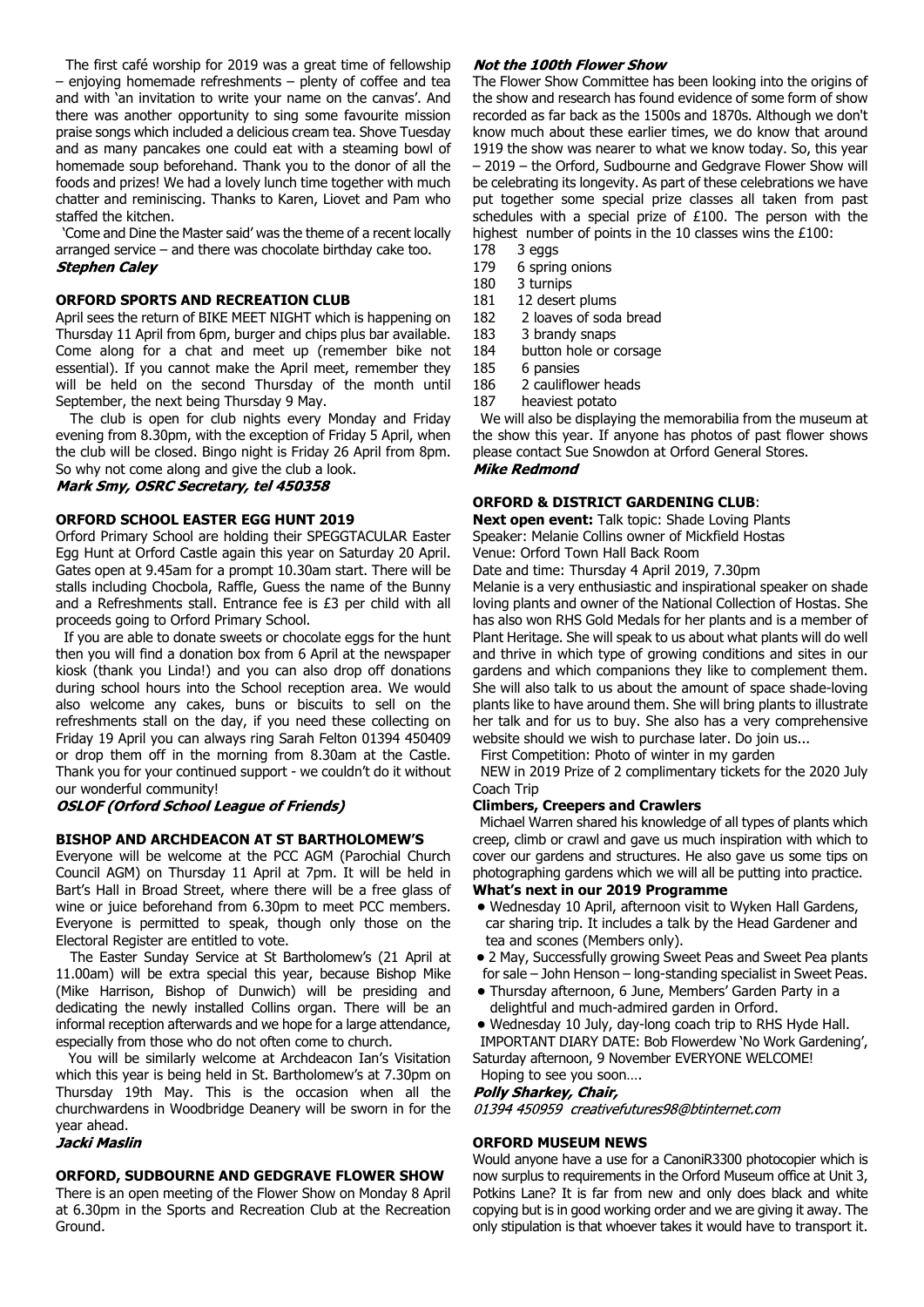The first café worship for 2019 was a great time of fellowship – enjoying homemade refreshments – plenty of coffee and tea and with 'an invitation to write your name on the canvas'. And there was another opportunity to sing some favourite mission praise songs which included a delicious cream tea. Shove Tuesday and as many pancakes one could eat with a steaming bowl of homemade soup beforehand. Thank you to the donor of all the foods and prizes! We had a lovely lunch time together with much chatter and reminiscing. Thanks to Karen, Liovet and Pam who staffed the kitchen.

'Come and Dine the Master said' was the theme of a recent locally arranged service – and there was chocolate birthday cake too.

***Stephen Caley***

## ORFORD SPORTS AND RECREATION CLUB

April sees the return of BIKE MEET NIGHT which is happening on Thursday 11 April from 6pm, burger and chips plus bar available. Come along for a chat and meet up (remember bike not essential). If you cannot make the April meet, remember they will be held on the second Thursday of the month until September, the next being Thursday 9 May.

The club is open for club nights every Monday and Friday evening from 8.30pm, with the exception of Friday 5 April, when the club will be closed. Bingo night is Friday 26 April from 8pm. So why not come along and give the club a look.

***Mark Smy, OSRC Secretary, tel 450358***

## ORFORD SCHOOL EASTER EGG HUNT 2019

Orford Primary School are holding their SPEGGTACULAR Easter Egg Hunt at Orford Castle again this year on Saturday 20 April. Gates open at 9.45am for a prompt 10.30am start. There will be stalls including Chocbola, Raffle, Guess the name of the Bunny and a Refreshments stall. Entrance fee is £3 per child with all proceeds going to Orford Primary School.

If you are able to donate sweets or chocolate eggs for the hunt then you will find a donation box from 6 April at the newspaper kiosk (thank you Linda!) and you can also drop off donations during school hours into the School reception area. We would also welcome any cakes, buns or biscuits to sell on the refreshments stall on the day, if you need these collecting on Friday 19 April you can always ring Sarah Felton 01394 450409 or drop them off in the morning from 8.30am at the Castle. Thank you for your continued support - we couldn't do it without our wonderful community!

***OSLOF (Orford School League of Friends)***

## BISHOP AND ARCHDEACON AT ST BARTHOLOMEW'S

Everyone will be welcome at the PCC AGM (Parochial Church Council AGM) on Thursday 11 April at 7pm. It will be held in Bart's Hall in Broad Street, where there will be a free glass of wine or juice beforehand from 6.30pm to meet PCC members. Everyone is permitted to speak, though only those on the Electoral Register are entitled to vote.

The Easter Sunday Service at St Bartholomew's (21 April at 11.00am) will be extra special this year, because Bishop Mike (Mike Harrison, Bishop of Dunwich) will be presiding and dedicating the newly installed Collins organ. There will be an informal reception afterwards and we hope for a large attendance, especially from those who do not often come to church.

You will be similarly welcome at Archdeacon Ian's Visitation which this year is being held in St. Bartholomew's at 7.30pm on Thursday 19th May. This is the occasion when all the churchwardens in Woodbridge Deanery will be sworn in for the year ahead.

***Jacki Maslin***

## ORFORD, SUDBOURNE AND GEDGRAVE FLOWER SHOW

There is an open meeting of the Flower Show on Monday 8 April at 6.30pm in the Sports and Recreation Club at the Recreation Ground.

### *Not the 100th Flower Show*

The Flower Show Committee has been looking into the origins of the show and research has found evidence of some form of show recorded as far back as the 1500s and 1870s. Although we don't know much about these earlier times, we do know that around 1919 the show was nearer to what we know today. So, this year – 2019 – the Orford, Sudbourne and Gedgrave Flower Show will be celebrating its longevity. As part of these celebrations we have put together some special prize classes all taken from past schedules with a special prize of £100. The person with the highest number of points in the 10 classes wins the £100:

- 178 3 eggs
- 179 6 spring onions
- 180 3 turnips
- 181 12 desert plums
- 182 2 loaves of soda bread
- 183 3 brandy snaps
- 184 button hole or corsage
- 185 6 pansies
- 186 2 cauliflower heads
- 187 heaviest potato

We will also be displaying the memorabilia from the museum at the show this year. If anyone has photos of past flower shows please contact Sue Snowdon at Orford General Stores.

***Mike Redmond***

## ORFORD & DISTRICT GARDENING CLUB:

**Next open event:** Talk topic: Shade Loving Plants
Speaker: Melanie Collins owner of Mickfield Hostas
Venue: Orford Town Hall Back Room
Date and time: Thursday 4 April 2019, 7.30pm

Melanie is a very enthusiastic and inspirational speaker on shade loving plants and owner of the National Collection of Hostas. She has also won RHS Gold Medals for her plants and is a member of Plant Heritage. She will speak to us about what plants will do well and thrive in which type of growing conditions and sites in our gardens and which companions they like to complement them. She will also talk to us about the amount of space shade-loving plants like to have around them. She will bring plants to illustrate her talk and for us to buy. She also has a very comprehensive website should we wish to purchase later. Do join us...

First Competition: Photo of winter in my garden

NEW in 2019 Prize of 2 complimentary tickets for the 2020 July Coach Trip

**Climbers, Creepers and Crawlers**

Michael Warren shared his knowledge of all types of plants which creep, climb or crawl and gave us much inspiration with which to cover our gardens and structures. He also gave us some tips on photographing gardens which we will all be putting into practice.

**What's next in our 2019 Programme**

- Wednesday 10 April, afternoon visit to Wyken Hall Gardens, car sharing trip. It includes a talk by the Head Gardener and tea and scones (Members only).
- 2 May, Successfully growing Sweet Peas and Sweet Pea plants for sale – John Henson – long-standing specialist in Sweet Peas.
- Thursday afternoon, 6 June, Members' Garden Party in a delightful and much-admired garden in Orford.
- Wednesday 10 July, day-long coach trip to RHS Hyde Hall.

IMPORTANT DIARY DATE: Bob Flowerdew 'No Work Gardening', Saturday afternoon, 9 November EVERYONE WELCOME!

Hoping to see you soon….

***Polly Sharkey, Chair,***
*01394 450959 creativefutures98@btinternet.com*

## ORFORD MUSEUM NEWS

Would anyone have a use for a CanoniR3300 photocopier which is now surplus to requirements in the Orford Museum office at Unit 3, Potkins Lane? It is far from new and only does black and white copying but is in good working order and we are giving it away. The only stipulation is that whoever takes it would have to transport it.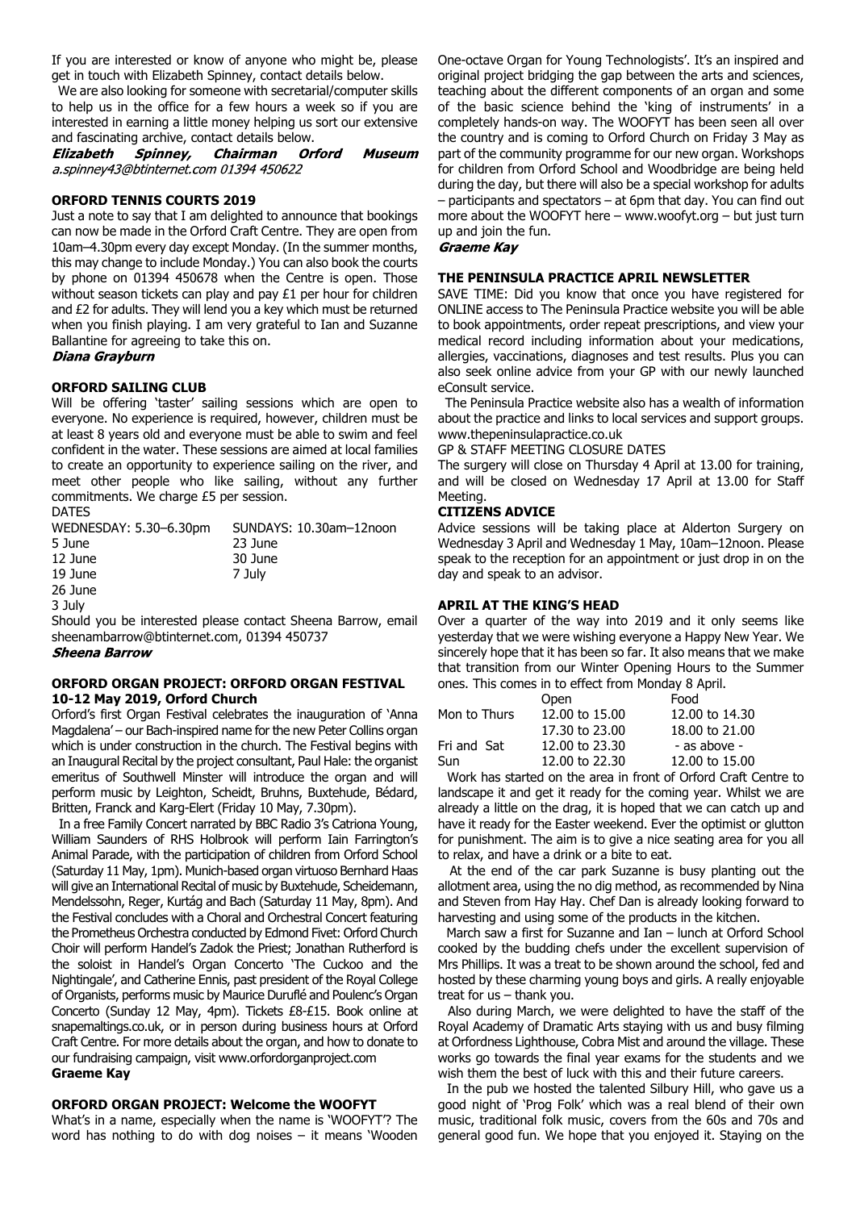If you are interested or know of anyone who might be, please get in touch with Elizabeth Spinney, contact details below.

We are also looking for someone with secretarial/computer skills to help us in the office for a few hours a week so if you are interested in earning a little money helping us sort our extensive and fascinating archive, contact details below.

***Elizabeth Spinney, Chairman Orford Museum*** *a.spinney43@btinternet.com 01394 450622*

### ORFORD TENNIS COURTS 2019

Just a note to say that I am delighted to announce that bookings can now be made in the Orford Craft Centre. They are open from 10am–4.30pm every day except Monday. (In the summer months, this may change to include Monday.) You can also book the courts by phone on 01394 450678 when the Centre is open. Those without season tickets can play and pay £1 per hour for children and £2 for adults. They will lend you a key which must be returned when you finish playing. I am very grateful to Ian and Suzanne Ballantine for agreeing to take this on.

***Diana Grayburn***

### ORFORD SAILING CLUB

Will be offering 'taster' sailing sessions which are open to everyone. No experience is required, however, children must be at least 8 years old and everyone must be able to swim and feel confident in the water. These sessions are aimed at local families to create an opportunity to experience sailing on the river, and meet other people who like sailing, without any further commitments. We charge £5 per session.

DATES

| WEDNESDAY: 5.30–6.30pm | SUNDAYS: 10.30am–12noon |
|---|---|
| 5 June | 23 June |
| 12 June | 30 June |
| 19 June | 7 July |
| 26 June | |
| 3 July | |

Should you be interested please contact Sheena Barrow, email sheenambarrow@btinternet.com, 01394 450737

***Sheena Barrow***

### ORFORD ORGAN PROJECT: ORFORD ORGAN FESTIVAL 10-12 May 2019, Orford Church

Orford's first Organ Festival celebrates the inauguration of 'Anna Magdalena' – our Bach-inspired name for the new Peter Collins organ which is under construction in the church. The Festival begins with an Inaugural Recital by the project consultant, Paul Hale: the organist emeritus of Southwell Minster will introduce the organ and will perform music by Leighton, Scheidt, Bruhns, Buxtehude, Bédard, Britten, Franck and Karg-Elert (Friday 10 May, 7.30pm).

In a free Family Concert narrated by BBC Radio 3's Catriona Young, William Saunders of RHS Holbrook will perform Iain Farrington's Animal Parade, with the participation of children from Orford School (Saturday 11 May, 1pm). Munich-based organ virtuoso Bernhard Haas will give an International Recital of music by Buxtehude, Scheidemann, Mendelssohn, Reger, Kurtág and Bach (Saturday 11 May, 8pm). And the Festival concludes with a Choral and Orchestral Concert featuring the Prometheus Orchestra conducted by Edmond Fivet: Orford Church Choir will perform Handel's Zadok the Priest; Jonathan Rutherford is the soloist in Handel's Organ Concerto 'The Cuckoo and the Nightingale', and Catherine Ennis, past president of the Royal College of Organists, performs music by Maurice Duruflé and Poulenc's Organ Concerto (Sunday 12 May, 4pm). Tickets £8-£15. Book online at snapemaltings.co.uk, or in person during business hours at Orford Craft Centre. For more details about the organ, and how to donate to our fundraising campaign, visit www.orfordorganproject.com

**Graeme Kay**

### ORFORD ORGAN PROJECT: Welcome the WOOFYT

What's in a name, especially when the name is 'WOOFYT'? The word has nothing to do with dog noises – it means 'Wooden One-octave Organ for Young Technologists'. It's an inspired and original project bridging the gap between the arts and sciences, teaching about the different components of an organ and some of the basic science behind the 'king of instruments' in a completely hands-on way. The WOOFYT has been seen all over the country and is coming to Orford Church on Friday 3 May as part of the community programme for our new organ. Workshops for children from Orford School and Woodbridge are being held during the day, but there will also be a special workshop for adults – participants and spectators – at 6pm that day. You can find out more about the WOOFYT here – www.woofyt.org – but just turn up and join the fun.

***Graeme Kay***

### THE PENINSULA PRACTICE APRIL NEWSLETTER

SAVE TIME: Did you know that once you have registered for ONLINE access to The Peninsula Practice website you will be able to book appointments, order repeat prescriptions, and view your medical record including information about your medications, allergies, vaccinations, diagnoses and test results. Plus you can also seek online advice from your GP with our newly launched eConsult service.

The Peninsula Practice website also has a wealth of information about the practice and links to local services and support groups. www.thepeninsulapractice.co.uk

GP & STAFF MEETING CLOSURE DATES

The surgery will close on Thursday 4 April at 13.00 for training, and will be closed on Wednesday 17 April at 13.00 for Staff Meeting.

**CITIZENS ADVICE**

Advice sessions will be taking place at Alderton Surgery on Wednesday 3 April and Wednesday 1 May, 10am–12noon. Please speak to the reception for an appointment or just drop in on the day and speak to an advisor.

### APRIL AT THE KING'S HEAD

Over a quarter of the way into 2019 and it only seems like yesterday that we were wishing everyone a Happy New Year. We sincerely hope that it has been so far. It also means that we make that transition from our Winter Opening Hours to the Summer ones. This comes in to effect from Monday 8 April.

| | Open | Food |
|---|---|---|
| Mon to Thurs | 12.00 to 15.00 | 12.00 to 14.30 |
| | 17.30 to 23.00 | 18.00 to 21.00 |
| Fri and Sat | 12.00 to 23.30 | - as above - |
| Sun | 12.00 to 22.30 | 12.00 to 15.00 |

Work has started on the area in front of Orford Craft Centre to landscape it and get it ready for the coming year. Whilst we are already a little on the drag, it is hoped that we can catch up and have it ready for the Easter weekend. Ever the optimist or glutton for punishment. The aim is to give a nice seating area for you all to relax, and have a drink or a bite to eat.

At the end of the car park Suzanne is busy planting out the allotment area, using the no dig method, as recommended by Nina and Steven from Hay Hay. Chef Dan is already looking forward to harvesting and using some of the products in the kitchen.

March saw a first for Suzanne and Ian – lunch at Orford School cooked by the budding chefs under the excellent supervision of Mrs Phillips. It was a treat to be shown around the school, fed and hosted by these charming young boys and girls. A really enjoyable treat for us – thank you.

Also during March, we were delighted to have the staff of the Royal Academy of Dramatic Arts staying with us and busy filming at Orfordness Lighthouse, Cobra Mist and around the village. These works go towards the final year exams for the students and we wish them the best of luck with this and their future careers.

In the pub we hosted the talented Silbury Hill, who gave us a good night of 'Prog Folk' which was a real blend of their own music, traditional folk music, covers from the 60s and 70s and general good fun. We hope that you enjoyed it. Staying on the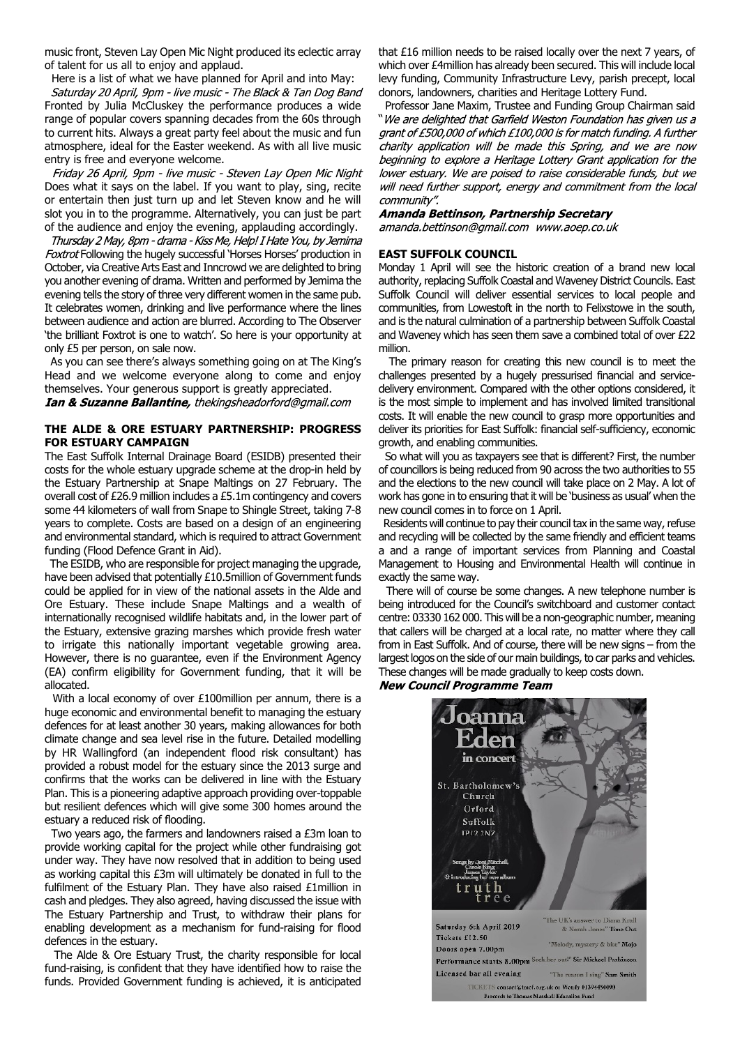music front, Steven Lay Open Mic Night produced its eclectic array of talent for us all to enjoy and applaud.

Here is a list of what we have planned for April and into May:

*Saturday 20 April, 9pm - live music - The Black & Tan Dog Band* Fronted by Julia McCluskey the performance produces a wide range of popular covers spanning decades from the 60s through to current hits. Always a great party feel about the music and fun atmosphere, ideal for the Easter weekend. As with all live music entry is free and everyone welcome.

*Friday 26 April, 9pm - live music - Steven Lay Open Mic Night* Does what it says on the label. If you want to play, sing, recite or entertain then just turn up and let Steven know and he will slot you in to the programme. Alternatively, you can just be part of the audience and enjoy the evening, applauding accordingly.

*Thursday 2 May, 8pm - drama - Kiss Me, Help! I Hate You, by Jemima Foxtrot* Following the hugely successful 'Horses Horses' production in October, via Creative Arts East and Inncrowd we are delighted to bring you another evening of drama. Written and performed by Jemima the evening tells the story of three very different women in the same pub. It celebrates women, drinking and live performance where the lines between audience and action are blurred. According to The Observer 'the brilliant Foxtrot is one to watch'. So here is your opportunity at only £5 per person, on sale now.

As you can see there's always something going on at The King's Head and we welcome everyone along to come and enjoy themselves. Your generous support is greatly appreciated.

***Ian & Suzanne Ballantine,*** *thekingsheadorford@gmail.com*

### THE ALDE & ORE ESTUARY PARTNERSHIP: PROGRESS FOR ESTUARY CAMPAIGN

The East Suffolk Internal Drainage Board (ESIDB) presented their costs for the whole estuary upgrade scheme at the drop-in held by the Estuary Partnership at Snape Maltings on 27 February. The overall cost of £26.9 million includes a £5.1m contingency and covers some 44 kilometers of wall from Snape to Shingle Street, taking 7-8 years to complete. Costs are based on a design of an engineering and environmental standard, which is required to attract Government funding (Flood Defence Grant in Aid).

The ESIDB, who are responsible for project managing the upgrade, have been advised that potentially £10.5million of Government funds could be applied for in view of the national assets in the Alde and Ore Estuary. These include Snape Maltings and a wealth of internationally recognised wildlife habitats and, in the lower part of the Estuary, extensive grazing marshes which provide fresh water to irrigate this nationally important vegetable growing area. However, there is no guarantee, even if the Environment Agency (EA) confirm eligibility for Government funding, that it will be allocated.

With a local economy of over £100million per annum, there is a huge economic and environmental benefit to managing the estuary defences for at least another 30 years, making allowances for both climate change and sea level rise in the future. Detailed modelling by HR Wallingford (an independent flood risk consultant) has provided a robust model for the estuary since the 2013 surge and confirms that the works can be delivered in line with the Estuary Plan. This is a pioneering adaptive approach providing over-toppable but resilient defences which will give some 300 homes around the estuary a reduced risk of flooding.

Two years ago, the farmers and landowners raised a £3m loan to provide working capital for the project while other fundraising got under way. They have now resolved that in addition to being used as working capital this £3m will ultimately be donated in full to the fulfilment of the Estuary Plan. They have also raised £1million in cash and pledges. They also agreed, having discussed the issue with The Estuary Partnership and Trust, to withdraw their plans for enabling development as a mechanism for fund-raising for flood defences in the estuary.

The Alde & Ore Estuary Trust, the charity responsible for local fund-raising, is confident that they have identified how to raise the funds. Provided Government funding is achieved, it is anticipated that £16 million needs to be raised locally over the next 7 years, of which over £4million has already been secured. This will include local levy funding, Community Infrastructure Levy, parish precept, local donors, landowners, charities and Heritage Lottery Fund.

Professor Jane Maxim, Trustee and Funding Group Chairman said "*We are delighted that Garfield Weston Foundation has given us a grant of £500,000 of which £100,000 is for match funding. A further charity application will be made this Spring, and we are now beginning to explore a Heritage Lottery Grant application for the lower estuary. We are poised to raise considerable funds, but we will need further support, energy and commitment from the local community".*

***Amanda Bettinson, Partnership Secretary***
*amanda.bettinson@gmail.com www.aoep.co.uk*

### EAST SUFFOLK COUNCIL

Monday 1 April will see the historic creation of a brand new local authority, replacing Suffolk Coastal and Waveney District Councils. East Suffolk Council will deliver essential services to local people and communities, from Lowestoft in the north to Felixstowe in the south, and is the natural culmination of a partnership between Suffolk Coastal and Waveney which has seen them save a combined total of over £22 million.

The primary reason for creating this new council is to meet the challenges presented by a hugely pressurised financial and service-delivery environment. Compared with the other options considered, it is the most simple to implement and has involved limited transitional costs. It will enable the new council to grasp more opportunities and deliver its priorities for East Suffolk: financial self-sufficiency, economic growth, and enabling communities.

So what will you as taxpayers see that is different? First, the number of councillors is being reduced from 90 across the two authorities to 55 and the elections to the new council will take place on 2 May. A lot of work has gone in to ensuring that it will be 'business as usual' when the new council comes in to force on 1 April.

Residents will continue to pay their council tax in the same way, refuse and recycling will be collected by the same friendly and efficient teams a and a range of important services from Planning and Coastal Management to Housing and Environmental Health will continue in exactly the same way.

There will of course be some changes. A new telephone number is being introduced for the Council's switchboard and customer contact centre: 03330 162 000. This will be a non-geographic number, meaning that callers will be charged at a local rate, no matter where they call from in East Suffolk. And of course, there will be new signs – from the largest logos on the side of our main buildings, to car parks and vehicles. These changes will be made gradually to keep costs down.

***New Council Programme Team***

Joanna Eden
in concert

St. Bartholomew's Church
Orford
Suffolk
IP12 2NZ

Songs by Joni Mitchell, Carole King, James Taylor & introducing her new album
truth tree

Saturday 6th April 2019
Tickets £12.50
Doors open 7.00pm
Performance starts 8.00pm
Licensed bar all evening

"The UK's answer to Diana Krall & Norah Jones" Time Out
"Melody, mystery & bite" Mojo
"Seek her out!" Sir Michael Parkinson
"The reason I sing" Sam Smith

TICKETS contact@tmef.org.uk or Wendy 01394450099
Proceeds to Thomas Marshall Education Fund